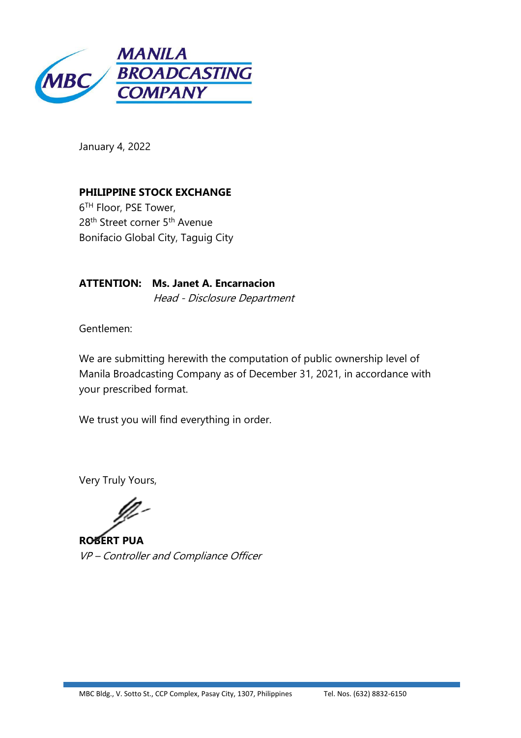**MANILA BROADCASTING COMPANY**

January 4, 2022

**PHILIPPINE STOCK EXCHANGE**
6TH Floor, PSE Tower,
28th Street corner 5th Avenue
Bonifacio Global City, Taguig City

**ATTENTION: Ms. Janet A. Encarnacion**
*Head - Disclosure Department*

Gentlemen:

We are submitting herewith the computation of public ownership level of Manila Broadcasting Company as of December 31, 2021, in accordance with your prescribed format.

We trust you will find everything in order.

Very Truly Yours,

**ROBERT PUA**
*VP – Controller and Compliance Officer*

MBC Bldg., V. Sotto St., CCP Complex, Pasay City, 1307, Philippines Tel. Nos. (632) 8832-6150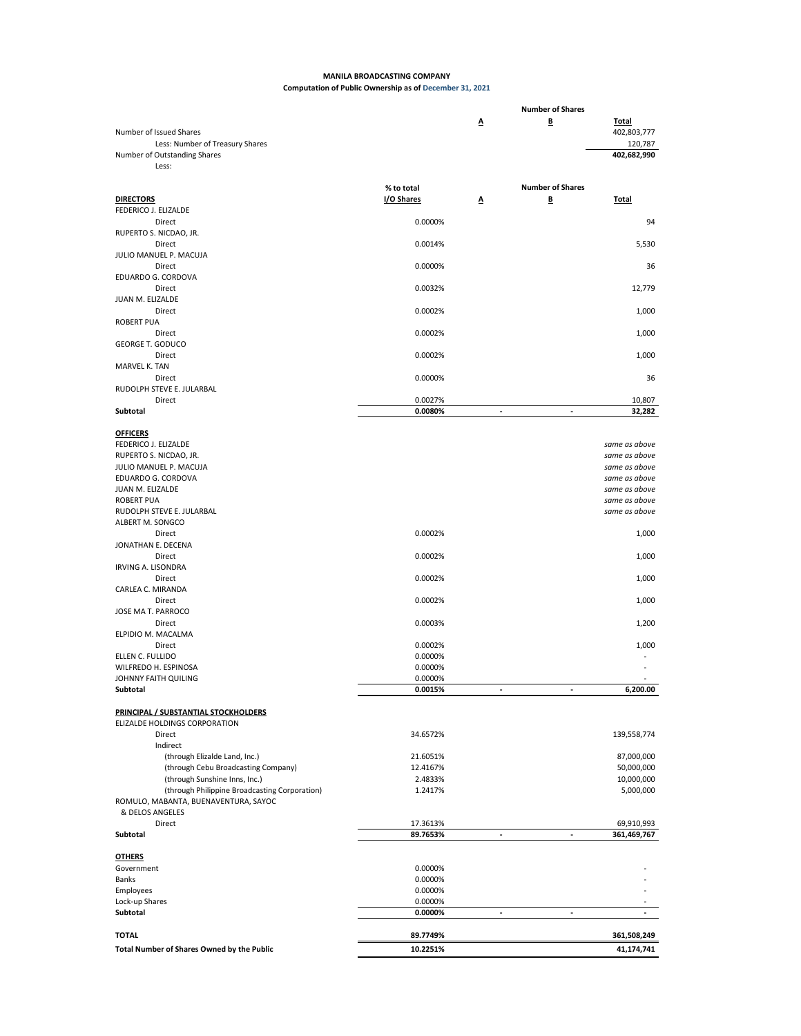**MANILA BROADCASTING COMPANY**

**Computation of Public Ownership as of December 31, 2021**

| | | Number of Shares | | |
|---|---|---|---|---|
| | | A | B | Total |
| Number of Issued Shares | | | | 402,803,777 |
| Less: Number of Treasury Shares | | | | 120,787 |
| Number of Outstanding Shares | | | | **402,682,990** |
| Less: | | | | |

| | % to total I/O Shares | Number of Shares A | B | Total |
|---|---|---|---|---|
| **DIRECTORS** | | | | |
| FEDERICO J. ELIZALDE | | | | |
| Direct | 0.0000% | | | 94 |
| RUPERTO S. NICDAO, JR. | | | | |
| Direct | 0.0014% | | | 5,530 |
| JULIO MANUEL P. MACUJA | | | | |
| Direct | 0.0000% | | | 36 |
| EDUARDO G. CORDOVA | | | | |
| Direct | 0.0032% | | | 12,779 |
| JUAN M. ELIZALDE | | | | |
| Direct | 0.0002% | | | 1,000 |
| ROBERT PUA | | | | |
| Direct | 0.0002% | | | 1,000 |
| GEORGE T. GODUCO | | | | |
| Direct | 0.0002% | | | 1,000 |
| MARVEL K. TAN | | | | |
| Direct | 0.0000% | | | 36 |
| RUDOLPH STEVE E. JULARBAL | | | | |
| Direct | 0.0027% | | | 10,807 |
| **Subtotal** | **0.0080%** | - | - | **32,282** |
| **OFFICERS** | | | | |
| FEDERICO J. ELIZALDE | | | | *same as above* |
| RUPERTO S. NICDAO, JR. | | | | *same as above* |
| JULIO MANUEL P. MACUJA | | | | *same as above* |
| EDUARDO G. CORDOVA | | | | *same as above* |
| JUAN M. ELIZALDE | | | | *same as above* |
| ROBERT PUA | | | | *same as above* |
| RUDOLPH STEVE E. JULARBAL | | | | *same as above* |
| ALBERT M. SONGCO | | | | |
| Direct | 0.0002% | | | 1,000 |
| JONATHAN E. DECENA | | | | |
| Direct | 0.0002% | | | 1,000 |
| IRVING A. LISONDRA | | | | |
| Direct | 0.0002% | | | 1,000 |
| CARLEA C. MIRANDA | | | | |
| Direct | 0.0002% | | | 1,000 |
| JOSE MA T. PARROCO | | | | |
| Direct | 0.0003% | | | 1,200 |
| ELPIDIO M. MACALMA | | | | |
| Direct | 0.0002% | | | 1,000 |
| ELLEN C. FULLIDO | 0.0000% | | | - |
| WILFREDO H. ESPINOSA | 0.0000% | | | - |
| JOHNNY FAITH QUILING | 0.0000% | | | - |
| **Subtotal** | **0.0015%** | - | - | **6,200.00** |
| **PRINCIPAL / SUBSTANTIAL STOCKHOLDERS** | | | | |
| ELIZALDE HOLDINGS CORPORATION | | | | |
| Direct | 34.6572% | | | 139,558,774 |
| Indirect | | | | |
| (through Elizalde Land, Inc.) | 21.6051% | | | 87,000,000 |
| (through Cebu Broadcasting Company) | 12.4167% | | | 50,000,000 |
| (through Sunshine Inns, Inc.) | 2.4833% | | | 10,000,000 |
| (through Philippine Broadcasting Corporation) | 1.2417% | | | 5,000,000 |
| ROMULO, MABANTA, BUENAVENTURA, SAYOC & DELOS ANGELES | | | | |
| Direct | 17.3613% | | | 69,910,993 |
| **Subtotal** | **89.7653%** | - | - | **361,469,767** |
| **OTHERS** | | | | |
| Government | 0.0000% | | | - |
| Banks | 0.0000% | | | - |
| Employees | 0.0000% | | | - |
| Lock-up Shares | 0.0000% | | | - |
| **Subtotal** | **0.0000%** | - | - | **-** |
| **TOTAL** | **89.7749%** | | | **361,508,249** |
| **Total Number of Shares Owned by the Public** | **10.2251%** | | | **41,174,741** |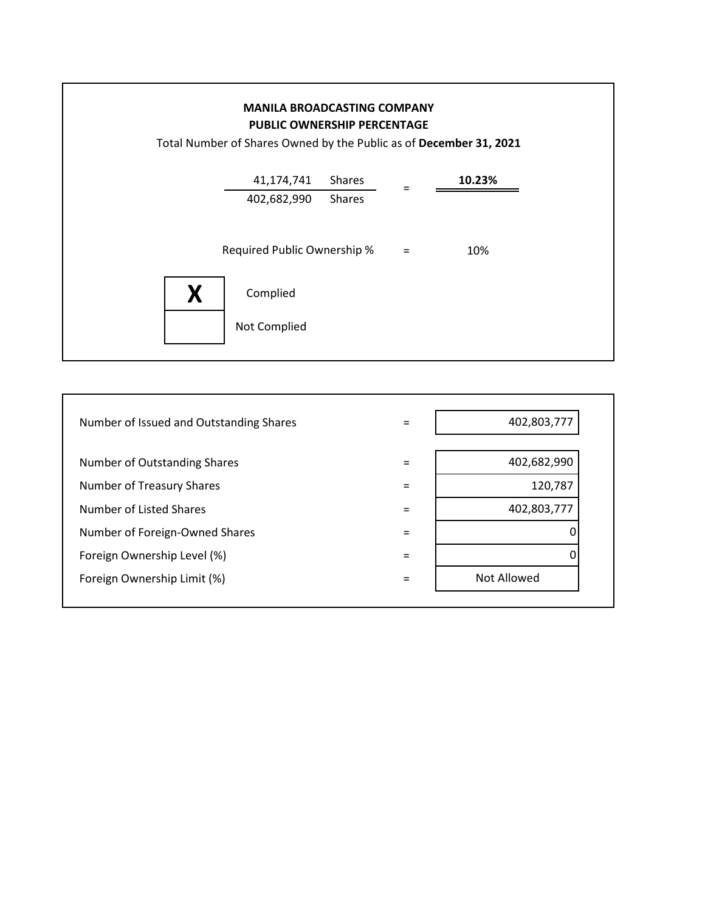**MANILA BROADCASTING COMPANY**

**PUBLIC OWNERSHIP PERCENTAGE**

Total Number of Shares Owned by the Public as of **December 31, 2021**

$$\frac{41,174,741 \text{ Shares}}{402,682,990 \text{ Shares}} = \mathbf{10.23\%}$$

Required Public Ownership % = 10%

| | |
|---|---|
| X | Complied |
| | Not Complied |

| | | |
|---|---|---|
| Number of Issued and Outstanding Shares | = | 402,803,777 |
| Number of Outstanding Shares | = | 402,682,990 |
| Number of Treasury Shares | = | 120,787 |
| Number of Listed Shares | = | 402,803,777 |
| Number of Foreign-Owned Shares | = | 0 |
| Foreign Ownership Level (%) | = | 0 |
| Foreign Ownership Limit (%) | = | Not Allowed |